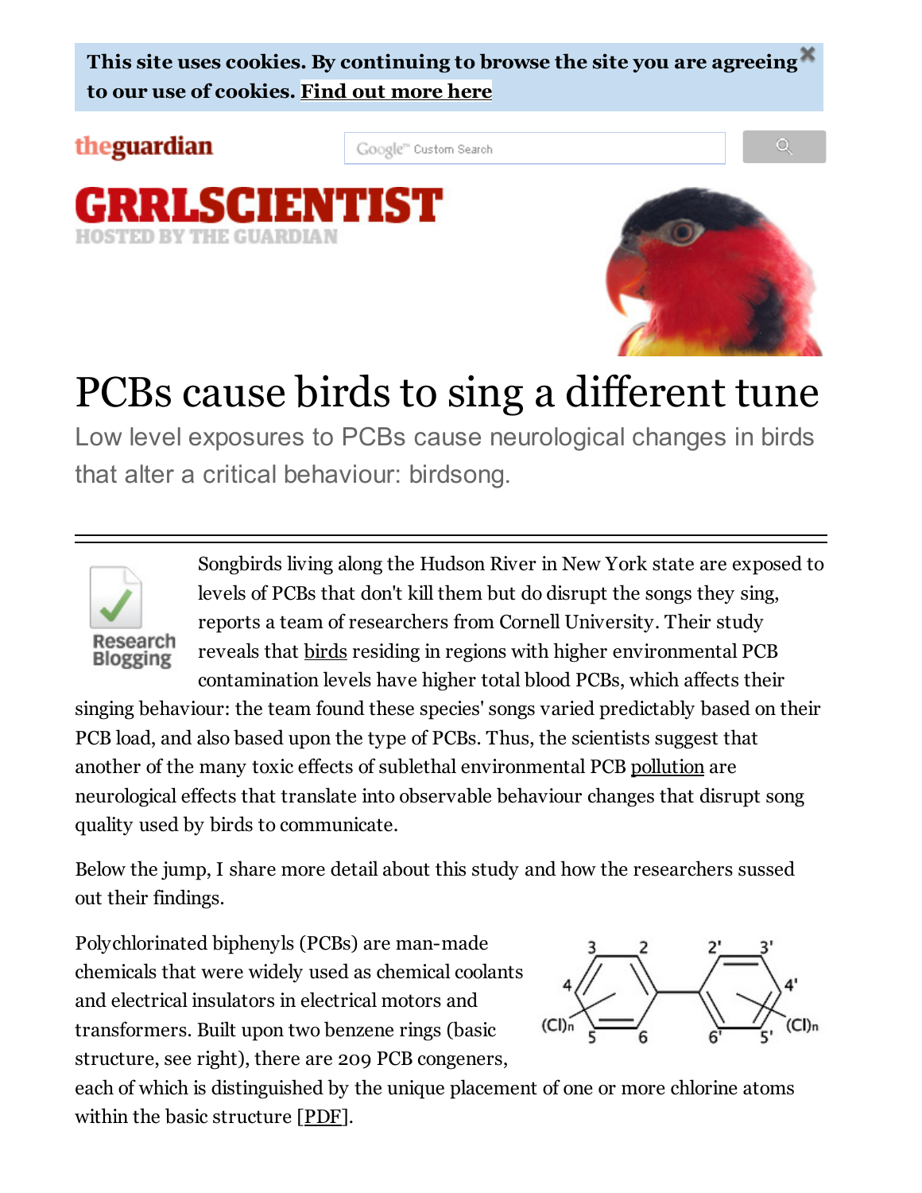This site uses cookies. By continuing to browse the site you are agreeing to our use of cookies. Find out more here

theguardian

GRRLSCIENTIST

HOSTED BY THE GUARDIAN

# PCBs cause birds to sing a different tune

Low level exposures to PCBs cause neurological changes in birds that alter a critical behaviour: birdsong.

---

Research Blogging

Songbirds living along the Hudson River in New York state are exposed to levels of PCBs that don't kill them but do disrupt the songs they sing, reports a team of researchers from Cornell University. Their study reveals that birds residing in regions with higher environmental PCB contamination levels have higher total blood PCBs, which affects their singing behaviour: the team found these species' songs varied predictably based on their PCB load, and also based upon the type of PCBs. Thus, the scientists suggest that another of the many toxic effects of sublethal environmental PCB pollution are neurological effects that translate into observable behaviour changes that disrupt song quality used by birds to communicate.

Below the jump, I share more detail about this study and how the researchers sussed out their findings.

Polychlorinated biphenyls (PCBs) are man-made chemicals that were widely used as chemical coolants and electrical insulators in electrical motors and transformers. Built upon two benzene rings (basic structure, see right), there are 209 PCB congeners, each of which is distinguished by the unique placement of one or more chlorine atoms within the basic structure [PDF].

3 2 2' 3'
4 4'
$(Cl)_n$ 5 6 6' 5' $(Cl)_n$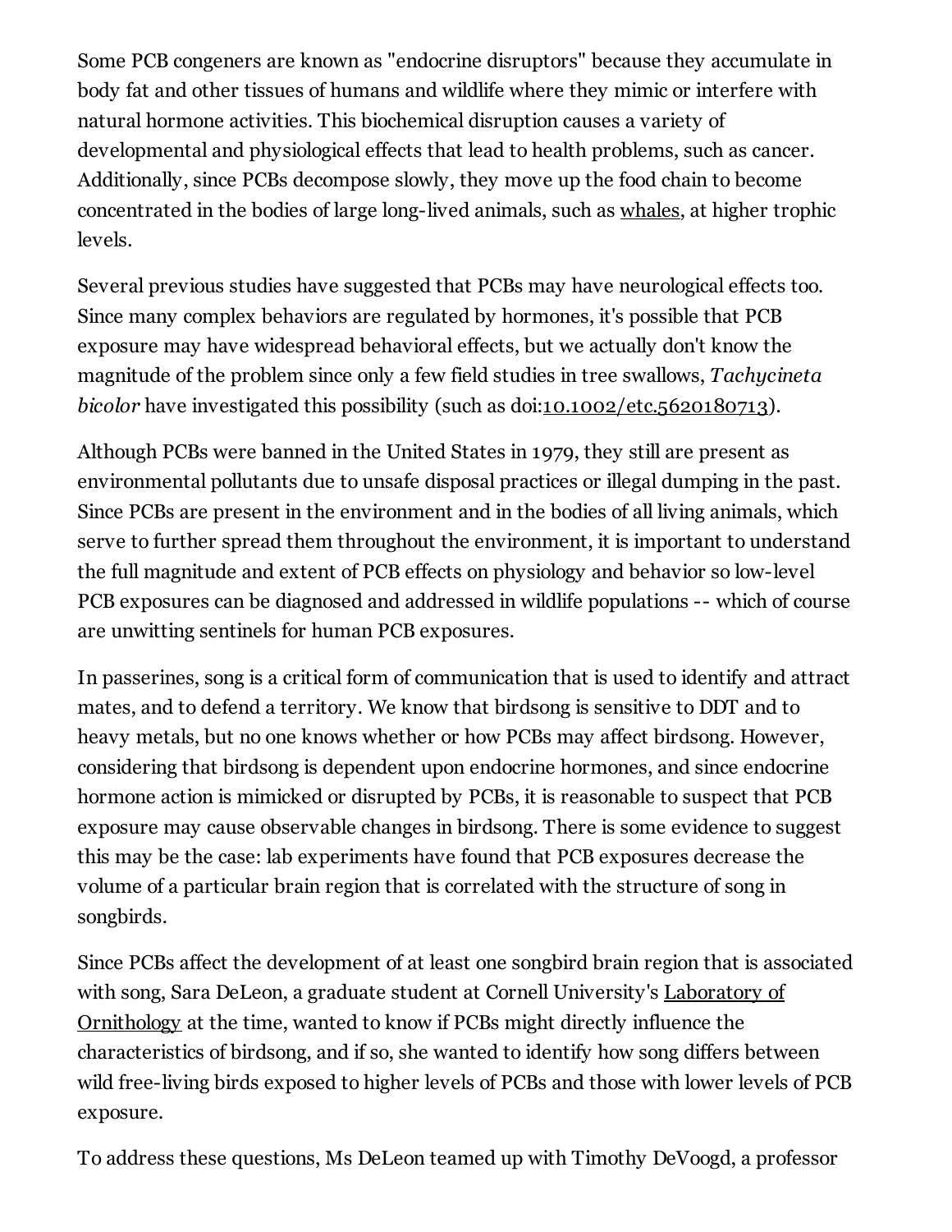Some PCB congeners are known as "endocrine disruptors" because they accumulate in body fat and other tissues of humans and wildlife where they mimic or interfere with natural hormone activities. This biochemical disruption causes a variety of developmental and physiological effects that lead to health problems, such as cancer. Additionally, since PCBs decompose slowly, they move up the food chain to become concentrated in the bodies of large long-lived animals, such as whales, at higher trophic levels.

Several previous studies have suggested that PCBs may have neurological effects too. Since many complex behaviors are regulated by hormones, it's possible that PCB exposure may have widespread behavioral effects, but we actually don't know the magnitude of the problem since only a few field studies in tree swallows, *Tachycineta bicolor* have investigated this possibility (such as doi:10.1002/etc.5620180713).

Although PCBs were banned in the United States in 1979, they still are present as environmental pollutants due to unsafe disposal practices or illegal dumping in the past. Since PCBs are present in the environment and in the bodies of all living animals, which serve to further spread them throughout the environment, it is important to understand the full magnitude and extent of PCB effects on physiology and behavior so low-level PCB exposures can be diagnosed and addressed in wildlife populations -- which of course are unwitting sentinels for human PCB exposures.

In passerines, song is a critical form of communication that is used to identify and attract mates, and to defend a territory. We know that birdsong is sensitive to DDT and to heavy metals, but no one knows whether or how PCBs may affect birdsong. However, considering that birdsong is dependent upon endocrine hormones, and since endocrine hormone action is mimicked or disrupted by PCBs, it is reasonable to suspect that PCB exposure may cause observable changes in birdsong. There is some evidence to suggest this may be the case: lab experiments have found that PCB exposures decrease the volume of a particular brain region that is correlated with the structure of song in songbirds.

Since PCBs affect the development of at least one songbird brain region that is associated with song, Sara DeLeon, a graduate student at Cornell University's Laboratory of Ornithology at the time, wanted to know if PCBs might directly influence the characteristics of birdsong, and if so, she wanted to identify how song differs between wild free-living birds exposed to higher levels of PCBs and those with lower levels of PCB exposure.

To address these questions, Ms DeLeon teamed up with Timothy DeVoogd, a professor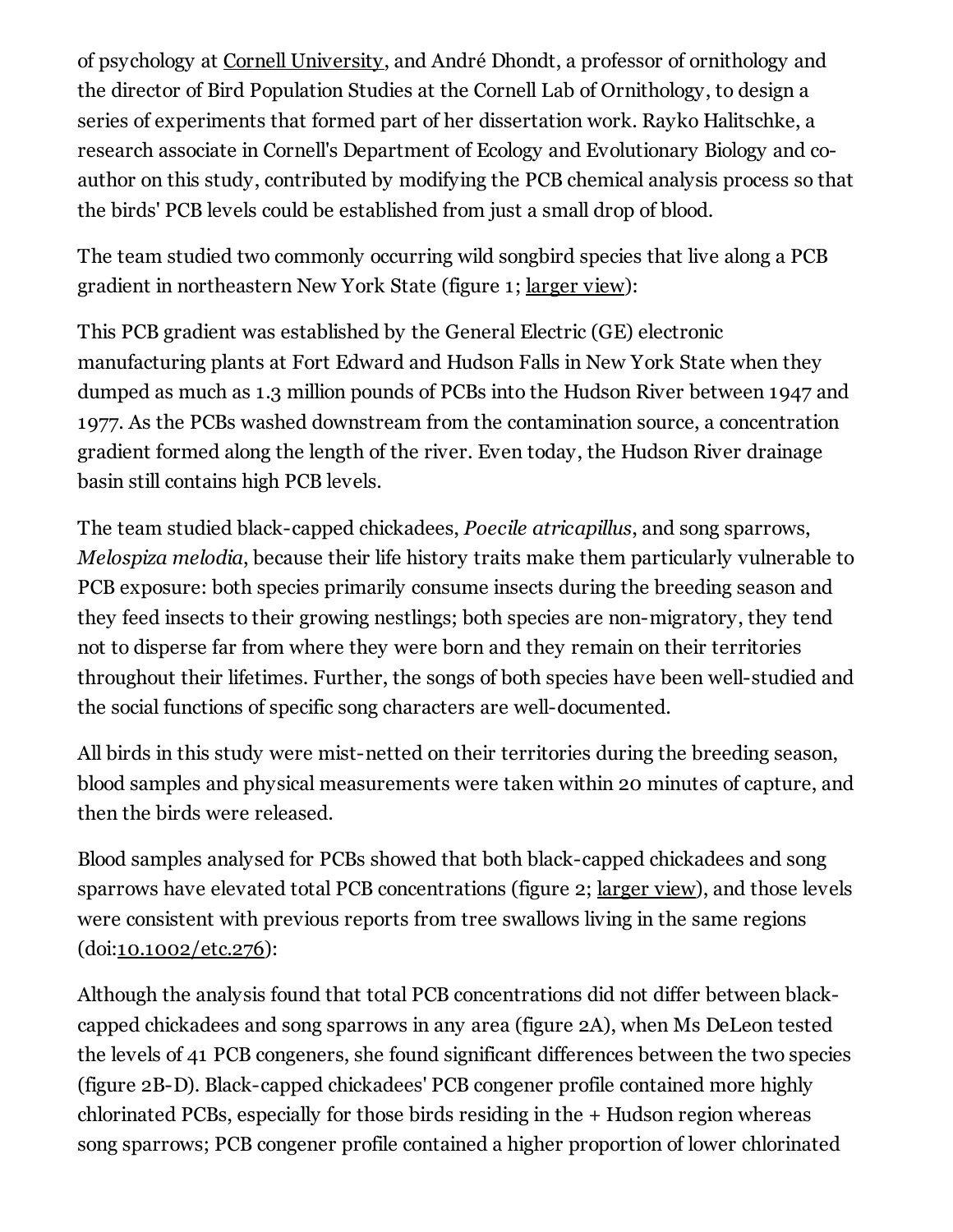of psychology at Cornell University, and André Dhondt, a professor of ornithology and the director of Bird Population Studies at the Cornell Lab of Ornithology, to design a series of experiments that formed part of her dissertation work. Rayko Halitschke, a research associate in Cornell's Department of Ecology and Evolutionary Biology and co-author on this study, contributed by modifying the PCB chemical analysis process so that the birds' PCB levels could be established from just a small drop of blood.

The team studied two commonly occurring wild songbird species that live along a PCB gradient in northeastern New York State (figure 1; larger view):

This PCB gradient was established by the General Electric (GE) electronic manufacturing plants at Fort Edward and Hudson Falls in New York State when they dumped as much as 1.3 million pounds of PCBs into the Hudson River between 1947 and 1977. As the PCBs washed downstream from the contamination source, a concentration gradient formed along the length of the river. Even today, the Hudson River drainage basin still contains high PCB levels.

The team studied black-capped chickadees, *Poecile atricapillus*, and song sparrows, *Melospiza melodia*, because their life history traits make them particularly vulnerable to PCB exposure: both species primarily consume insects during the breeding season and they feed insects to their growing nestlings; both species are non-migratory, they tend not to disperse far from where they were born and they remain on their territories throughout their lifetimes. Further, the songs of both species have been well-studied and the social functions of specific song characters are well-documented.

All birds in this study were mist-netted on their territories during the breeding season, blood samples and physical measurements were taken within 20 minutes of capture, and then the birds were released.

Blood samples analysed for PCBs showed that both black-capped chickadees and song sparrows have elevated total PCB concentrations (figure 2; larger view), and those levels were consistent with previous reports from tree swallows living in the same regions (doi:10.1002/etc.276):

Although the analysis found that total PCB concentrations did not differ between black-capped chickadees and song sparrows in any area (figure 2A), when Ms DeLeon tested the levels of 41 PCB congeners, she found significant differences between the two species (figure 2B-D). Black-capped chickadees' PCB congener profile contained more highly chlorinated PCBs, especially for those birds residing in the + Hudson region whereas song sparrows; PCB congener profile contained a higher proportion of lower chlorinated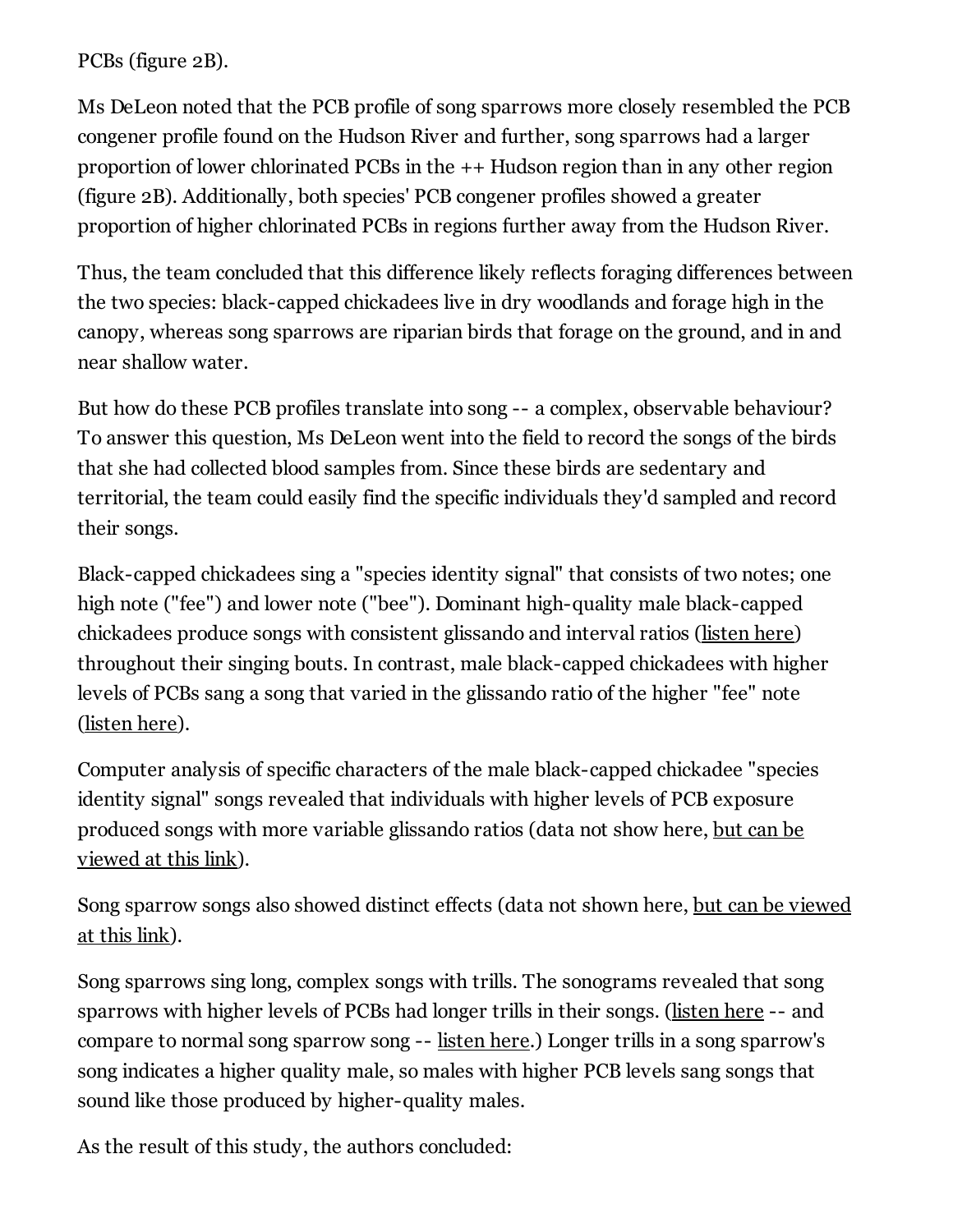PCBs (figure 2B).

Ms DeLeon noted that the PCB profile of song sparrows more closely resembled the PCB congener profile found on the Hudson River and further, song sparrows had a larger proportion of lower chlorinated PCBs in the ++ Hudson region than in any other region (figure 2B). Additionally, both species' PCB congener profiles showed a greater proportion of higher chlorinated PCBs in regions further away from the Hudson River.

Thus, the team concluded that this difference likely reflects foraging differences between the two species: black-capped chickadees live in dry woodlands and forage high in the canopy, whereas song sparrows are riparian birds that forage on the ground, and in and near shallow water.

But how do these PCB profiles translate into song -- a complex, observable behaviour? To answer this question, Ms DeLeon went into the field to record the songs of the birds that she had collected blood samples from. Since these birds are sedentary and territorial, the team could easily find the specific individuals they'd sampled and record their songs.

Black-capped chickadees sing a "species identity signal" that consists of two notes; one high note ("fee") and lower note ("bee"). Dominant high-quality male black-capped chickadees produce songs with consistent glissando and interval ratios (listen here) throughout their singing bouts. In contrast, male black-capped chickadees with higher levels of PCBs sang a song that varied in the glissando ratio of the higher "fee" note (listen here).

Computer analysis of specific characters of the male black-capped chickadee "species identity signal" songs revealed that individuals with higher levels of PCB exposure produced songs with more variable glissando ratios (data not show here, but can be viewed at this link).

Song sparrow songs also showed distinct effects (data not shown here, but can be viewed at this link).

Song sparrows sing long, complex songs with trills. The sonograms revealed that song sparrows with higher levels of PCBs had longer trills in their songs. (listen here -- and compare to normal song sparrow song -- listen here.) Longer trills in a song sparrow's song indicates a higher quality male, so males with higher PCB levels sang songs that sound like those produced by higher-quality males.

As the result of this study, the authors concluded: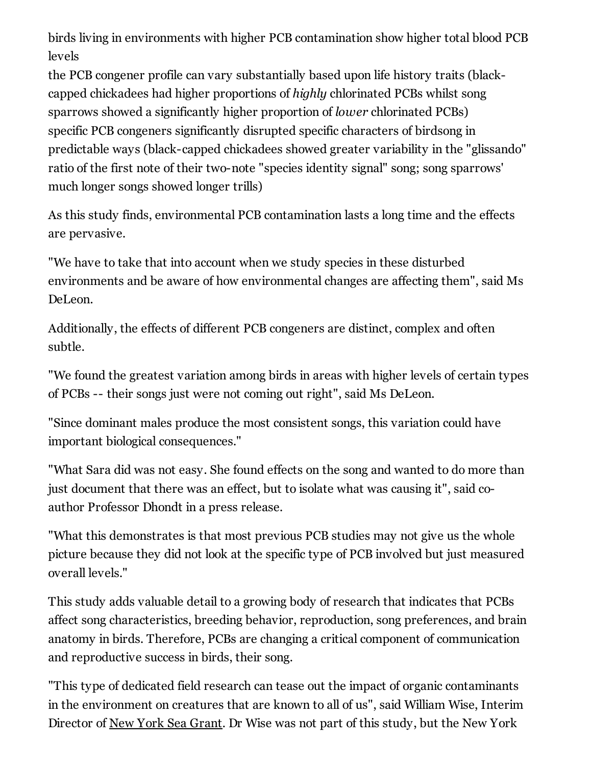birds living in environments with higher PCB contamination show higher total blood PCB levels

the PCB congener profile can vary substantially based upon life history traits (black-capped chickadees had higher proportions of *highly* chlorinated PCBs whilst song sparrows showed a significantly higher proportion of *lower* chlorinated PCBs)

specific PCB congeners significantly disrupted specific characters of birdsong in predictable ways (black-capped chickadees showed greater variability in the "glissando" ratio of the first note of their two-note "species identity signal" song; song sparrows' much longer songs showed longer trills)

As this study finds, environmental PCB contamination lasts a long time and the effects are pervasive.

"We have to take that into account when we study species in these disturbed environments and be aware of how environmental changes are affecting them", said Ms DeLeon.

Additionally, the effects of different PCB congeners are distinct, complex and often subtle.

"We found the greatest variation among birds in areas with higher levels of certain types of PCBs -- their songs just were not coming out right", said Ms DeLeon.

"Since dominant males produce the most consistent songs, this variation could have important biological consequences."

"What Sara did was not easy. She found effects on the song and wanted to do more than just document that there was an effect, but to isolate what was causing it", said co-author Professor Dhondt in a press release.

"What this demonstrates is that most previous PCB studies may not give us the whole picture because they did not look at the specific type of PCB involved but just measured overall levels."

This study adds valuable detail to a growing body of research that indicates that PCBs affect song characteristics, breeding behavior, reproduction, song preferences, and brain anatomy in birds. Therefore, PCBs are changing a critical component of communication and reproductive success in birds, their song.

"This type of dedicated field research can tease out the impact of organic contaminants in the environment on creatures that are known to all of us", said William Wise, Interim Director of New York Sea Grant. Dr Wise was not part of this study, but the New York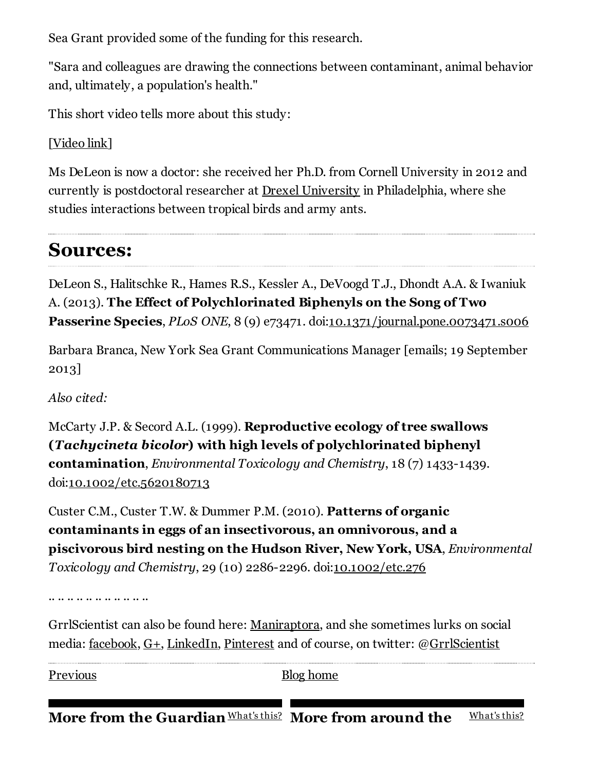Sea Grant provided some of the funding for this research.

"Sara and colleagues are drawing the connections between contaminant, animal behavior and, ultimately, a population's health."

This short video tells more about this study:

[Video link]

Ms DeLeon is now a doctor: she received her Ph.D. from Cornell University in 2012 and currently is postdoctoral researcher at Drexel University in Philadelphia, where she studies interactions between tropical birds and army ants.

## Sources:

DeLeon S., Halitschke R., Hames R.S., Kessler A., DeVoogd T.J., Dhondt A.A. & Iwaniuk A. (2013). **The Effect of Polychlorinated Biphenyls on the Song of Two Passerine Species**, *PLoS ONE*, 8 (9) e73471. doi:10.1371/journal.pone.0073471.s006

Barbara Branca, New York Sea Grant Communications Manager [emails; 19 September 2013]

*Also cited:*

McCarty J.P. & Secord A.L. (1999). **Reproductive ecology of tree swallows (*Tachycineta bicolor*) with high levels of polychlorinated biphenyl contamination**, *Environmental Toxicology and Chemistry*, 18 (7) 1433-1439. doi:10.1002/etc.5620180713

Custer C.M., Custer T.W. & Dummer P.M. (2010). **Patterns of organic contaminants in eggs of an insectivorous, an omnivorous, and a piscivorous bird nesting on the Hudson River, New York, USA**, *Environmental Toxicology and Chemistry*, 29 (10) 2286-2296. doi:10.1002/etc.276

.. .. .. .. .. .. .. .. .. .. .. .. .. ..

GrrlScientist can also be found here: Maniraptora, and she sometimes lurks on social media: facebook, G+, LinkedIn, Pinterest and of course, on twitter: @GrrlScientist

Previous Blog home

**More from the Guardian** What's this? **More from around the** What's this?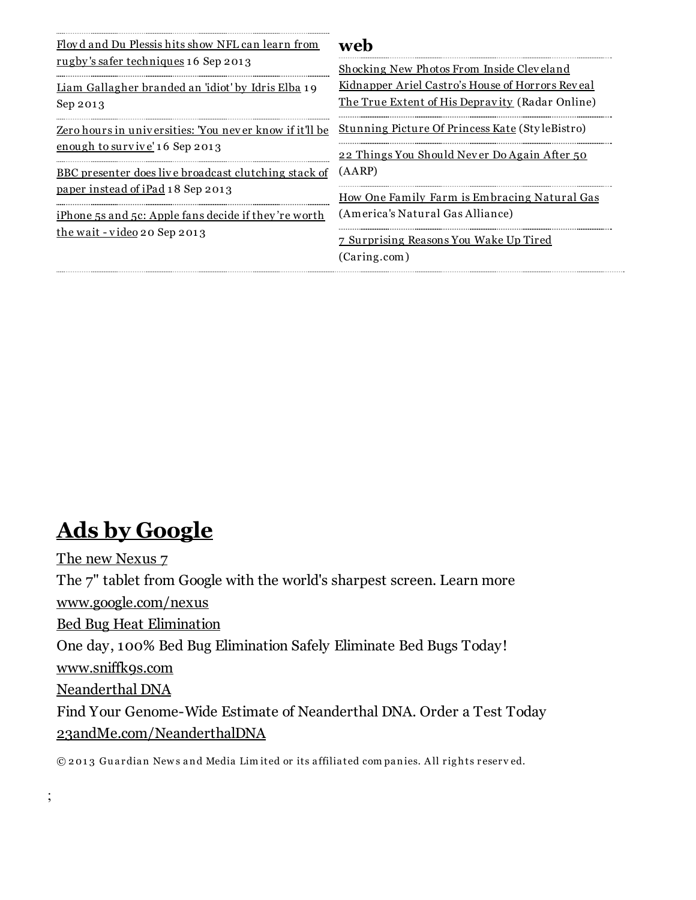Floyd and Du Plessis hits show NFL can learn from rugby's safer techniques 16 Sep 2013

Liam Gallagher branded an 'idiot' by Idris Elba 19 Sep 2013

Zero hours in universities: 'You never know if it'll be enough to survive' 16 Sep 2013

BBC presenter does live broadcast clutching stack of paper instead of iPad 18 Sep 2013

iPhone 5s and 5c: Apple fans decide if they're worth the wait - video 20 Sep 2013

## web

Shocking New Photos From Inside Cleveland Kidnapper Ariel Castro's House of Horrors Reveal The True Extent of His Depravity (Radar Online)

Stunning Picture Of Princess Kate (StyleBistro)

22 Things You Should Never Do Again After 50 (AARP)

How One Family Farm is Embracing Natural Gas (America's Natural Gas Alliance)

7 Surprising Reasons You Wake Up Tired (Caring.com)

# Ads by Google

The new Nexus 7
The 7" tablet from Google with the world's sharpest screen. Learn more
www.google.com/nexus

Bed Bug Heat Elimination
One day, 100% Bed Bug Elimination Safely Eliminate Bed Bugs Today!
www.sniffk9s.com

Neanderthal DNA
Find Your Genome-Wide Estimate of Neanderthal DNA. Order a Test Today
23andMe.com/NeanderthalDNA

© 2013 Guardian News and Media Limited or its affiliated companies. All rights reserved.

;